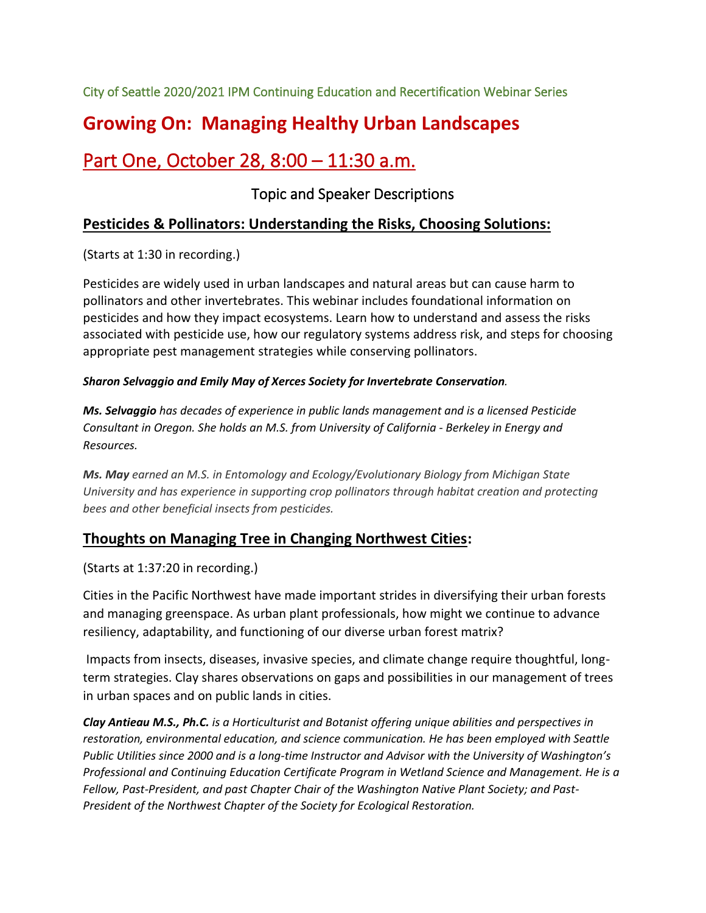City of Seattle 2020/2021 IPM Continuing Education and Recertification Webinar Series

# Growing On: Managing Healthy Urban Landscapes

## Part One, October 28, 8:00 – 11:30 a.m.

### Topic and Speaker Descriptions

## Pesticides & Pollinators: Understanding the Risks, Choosing Solutions:

(Starts at 1:30 in recording.)

Pesticides are widely used in urban landscapes and natural areas but can cause harm to pollinators and other invertebrates. This webinar includes foundational information on pesticides and how they impact ecosystems. Learn how to understand and assess the risks associated with pesticide use, how our regulatory systems address risk, and steps for choosing appropriate pest management strategies while conserving pollinators.

***Sharon Selvaggio and Emily May of Xerces Society for Invertebrate Conservation****.*

***Ms. Selvaggio*** *has decades of experience in public lands management and is a licensed Pesticide Consultant in Oregon. She holds an M.S. from University of California - Berkeley in Energy and Resources.*

***Ms. May*** *earned an M.S. in Entomology and Ecology/Evolutionary Biology from Michigan State University and has experience in supporting crop pollinators through habitat creation and protecting bees and other beneficial insects from pesticides.*

## Thoughts on Managing Tree in Changing Northwest Cities:

(Starts at 1:37:20 in recording.)

Cities in the Pacific Northwest have made important strides in diversifying their urban forests and managing greenspace. As urban plant professionals, how might we continue to advance resiliency, adaptability, and functioning of our diverse urban forest matrix?

Impacts from insects, diseases, invasive species, and climate change require thoughtful, long-term strategies. Clay shares observations on gaps and possibilities in our management of trees in urban spaces and on public lands in cities.

***Clay Antieau M.S., Ph.C.*** *is a Horticulturist and Botanist offering unique abilities and perspectives in restoration, environmental education, and science communication. He has been employed with Seattle Public Utilities since 2000 and is a long-time Instructor and Advisor with the University of Washington's Professional and Continuing Education Certificate Program in Wetland Science and Management. He is a Fellow, Past-President, and past Chapter Chair of the Washington Native Plant Society; and Past-President of the Northwest Chapter of the Society for Ecological Restoration.*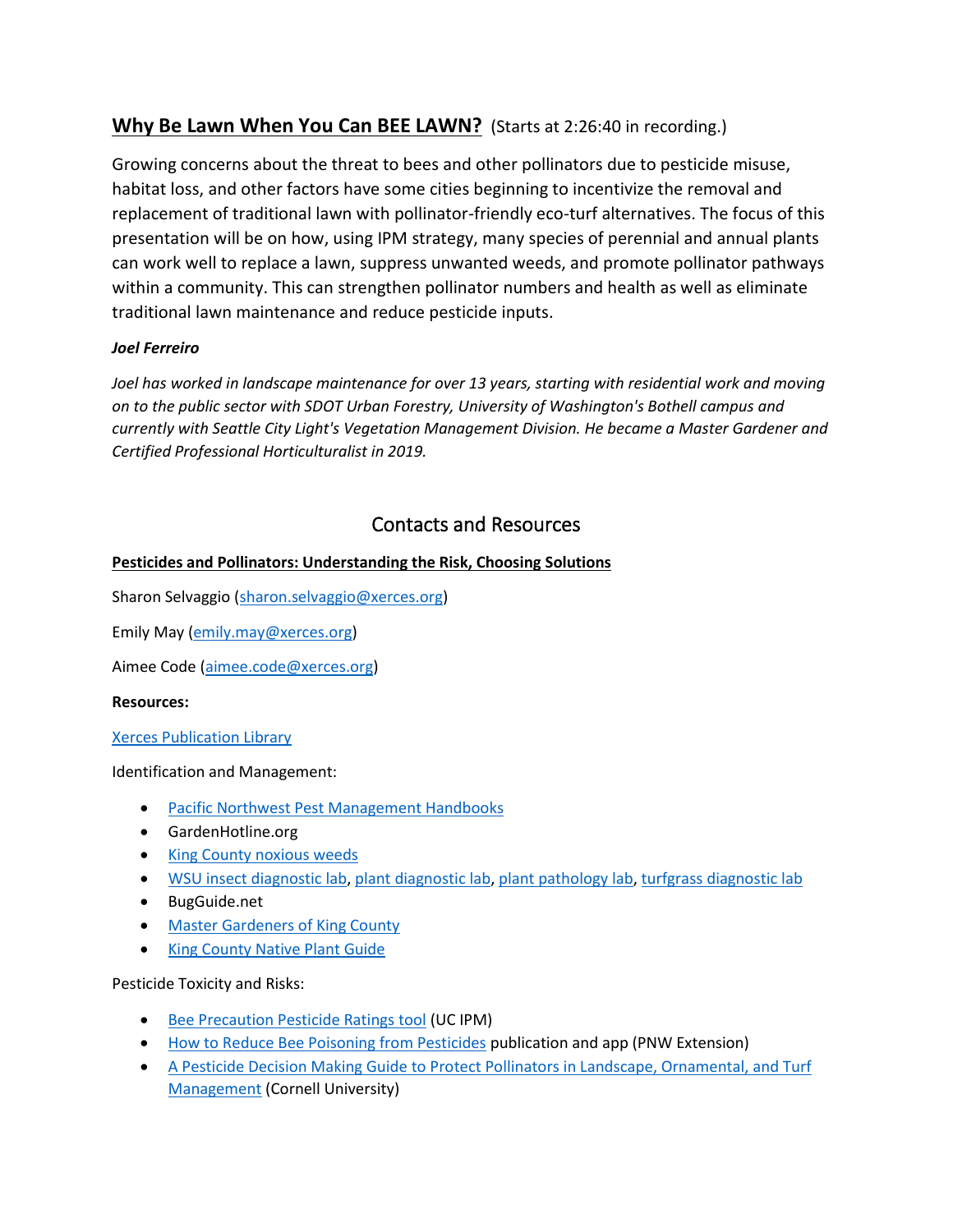## **Why Be Lawn When You Can BEE LAWN?** (Starts at 2:26:40 in recording.)

Growing concerns about the threat to bees and other pollinators due to pesticide misuse, habitat loss, and other factors have some cities beginning to incentivize the removal and replacement of traditional lawn with pollinator-friendly eco-turf alternatives. The focus of this presentation will be on how, using IPM strategy, many species of perennial and annual plants can work well to replace a lawn, suppress unwanted weeds, and promote pollinator pathways within a community. This can strengthen pollinator numbers and health as well as eliminate traditional lawn maintenance and reduce pesticide inputs.

***Joel Ferreiro***

*Joel has worked in landscape maintenance for over 13 years, starting with residential work and moving on to the public sector with SDOT Urban Forestry, University of Washington's Bothell campus and currently with Seattle City Light's Vegetation Management Division. He became a Master Gardener and Certified Professional Horticulturalist in 2019.*

## Contacts and Resources

**Pesticides and Pollinators: Understanding the Risk, Choosing Solutions**

Sharon Selvaggio (sharon.selvaggio@xerces.org)

Emily May (emily.may@xerces.org)

Aimee Code (aimee.code@xerces.org)

**Resources:**

Xerces Publication Library

Identification and Management:

- Pacific Northwest Pest Management Handbooks
- GardenHotline.org
- King County noxious weeds
- WSU insect diagnostic lab, plant diagnostic lab, plant pathology lab, turfgrass diagnostic lab
- BugGuide.net
- Master Gardeners of King County
- King County Native Plant Guide

Pesticide Toxicity and Risks:

- Bee Precaution Pesticide Ratings tool (UC IPM)
- How to Reduce Bee Poisoning from Pesticides publication and app (PNW Extension)
- A Pesticide Decision Making Guide to Protect Pollinators in Landscape, Ornamental, and Turf Management (Cornell University)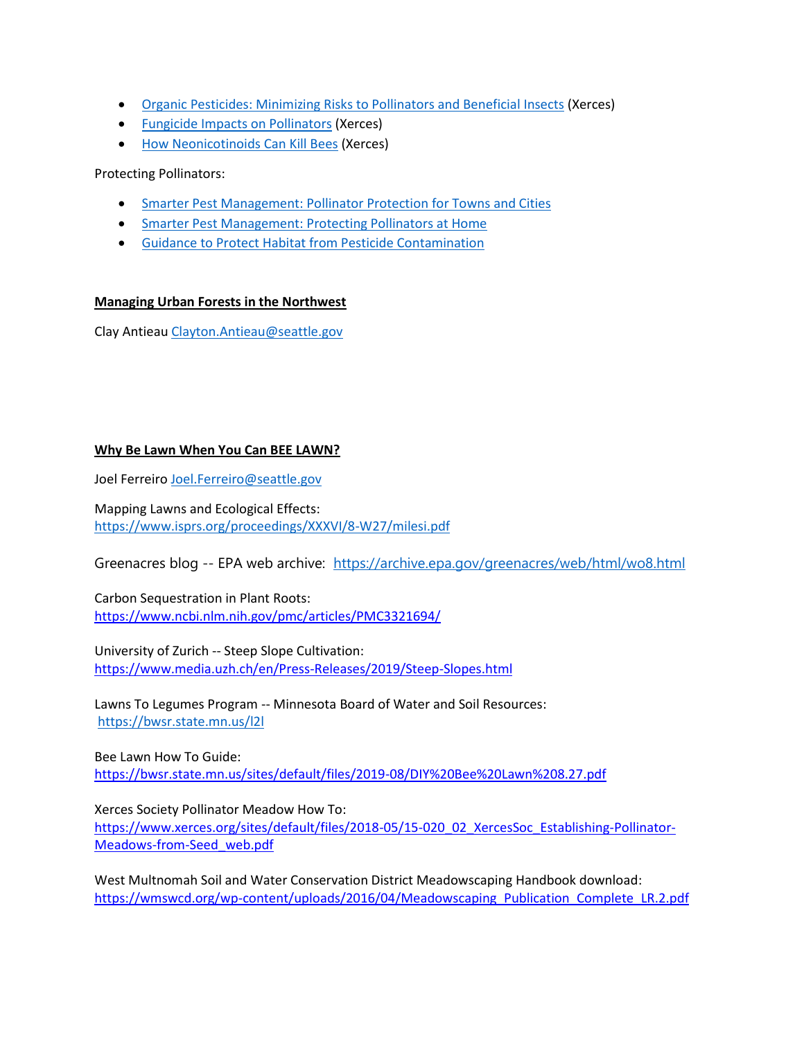- Organic Pesticides: Minimizing Risks to Pollinators and Beneficial Insects (Xerces)
- Fungicide Impacts on Pollinators (Xerces)
- How Neonicotinoids Can Kill Bees (Xerces)

Protecting Pollinators:

- Smarter Pest Management: Pollinator Protection for Towns and Cities
- Smarter Pest Management: Protecting Pollinators at Home
- Guidance to Protect Habitat from Pesticide Contamination

**Managing Urban Forests in the Northwest**

Clay Antieau Clayton.Antieau@seattle.gov

**Why Be Lawn When You Can BEE LAWN?**

Joel Ferreiro Joel.Ferreiro@seattle.gov

Mapping Lawns and Ecological Effects:
https://www.isprs.org/proceedings/XXXVI/8-W27/milesi.pdf

Greenacres blog -- EPA web archive: https://archive.epa.gov/greenacres/web/html/wo8.html

Carbon Sequestration in Plant Roots:
https://www.ncbi.nlm.nih.gov/pmc/articles/PMC3321694/

University of Zurich -- Steep Slope Cultivation:
https://www.media.uzh.ch/en/Press-Releases/2019/Steep-Slopes.html

Lawns To Legumes Program -- Minnesota Board of Water and Soil Resources:
https://bwsr.state.mn.us/l2l

Bee Lawn How To Guide:
https://bwsr.state.mn.us/sites/default/files/2019-08/DIY%20Bee%20Lawn%208.27.pdf

Xerces Society Pollinator Meadow How To:
https://www.xerces.org/sites/default/files/2018-05/15-020_02_XercesSoc_Establishing-Pollinator-Meadows-from-Seed_web.pdf

West Multnomah Soil and Water Conservation District Meadowscaping Handbook download:
https://wmswcd.org/wp-content/uploads/2016/04/Meadowscaping_Publication_Complete_LR.2.pdf